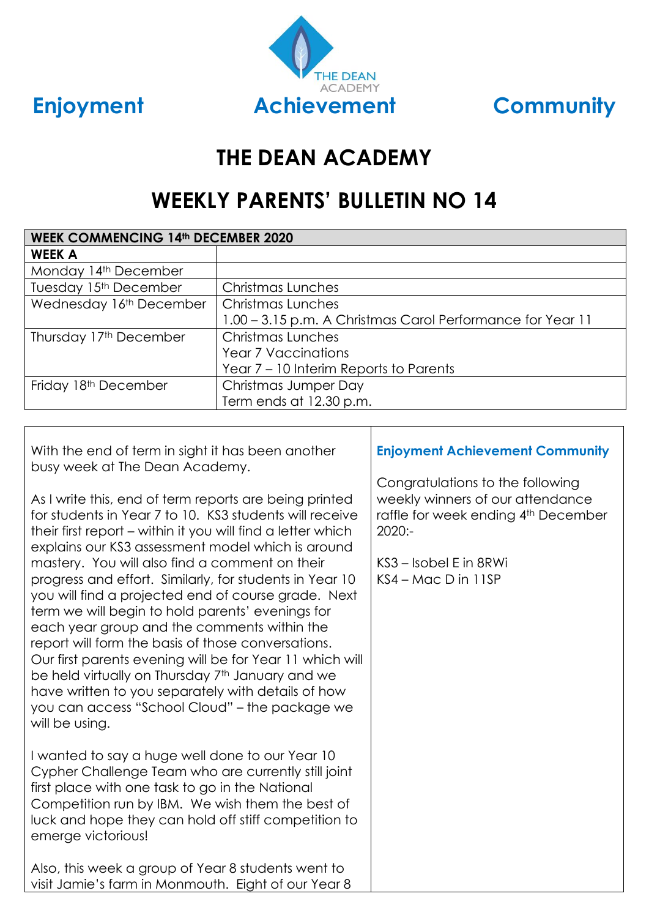**Enjoyment** **Achievement** **Community**

# THE DEAN ACADEMY

## WEEKLY PARENTS' BULLETIN NO 14

| WEEK COMMENCING 14th DECEMBER 2020 | |
|---|---|
| **WEEK A** | |
| Monday 14th December | |
| Tuesday 15th December | Christmas Lunches |
| Wednesday 16th December | Christmas Lunches<br>1.00 – 3.15 p.m. A Christmas Carol Performance for Year 11 |
| Thursday 17th December | Christmas Lunches<br>Year 7 Vaccinations<br>Year 7 – 10 Interim Reports to Parents |
| Friday 18th December | Christmas Jumper Day<br>Term ends at 12.30 p.m. |

With the end of term in sight it has been another busy week at The Dean Academy.

As I write this, end of term reports are being printed for students in Year 7 to 10. KS3 students will receive their first report – within it you will find a letter which explains our KS3 assessment model which is around mastery. You will also find a comment on their progress and effort. Similarly, for students in Year 10 you will find a projected end of course grade. Next term we will begin to hold parents' evenings for each year group and the comments within the report will form the basis of those conversations. Our first parents evening will be for Year 11 which will be held virtually on Thursday 7th January and we have written to you separately with details of how you can access "School Cloud" – the package we will be using.

I wanted to say a huge well done to our Year 10 Cypher Challenge Team who are currently still joint first place with one task to go in the National Competition run by IBM. We wish them the best of luck and hope they can hold off stiff competition to emerge victorious!

Also, this week a group of Year 8 students went to visit Jamie's farm in Monmouth. Eight of our Year 8

### Enjoyment Achievement Community

Congratulations to the following weekly winners of our attendance raffle for week ending 4th December 2020:-

KS3 – Isobel E in 8RWi
KS4 – Mac D in 11SP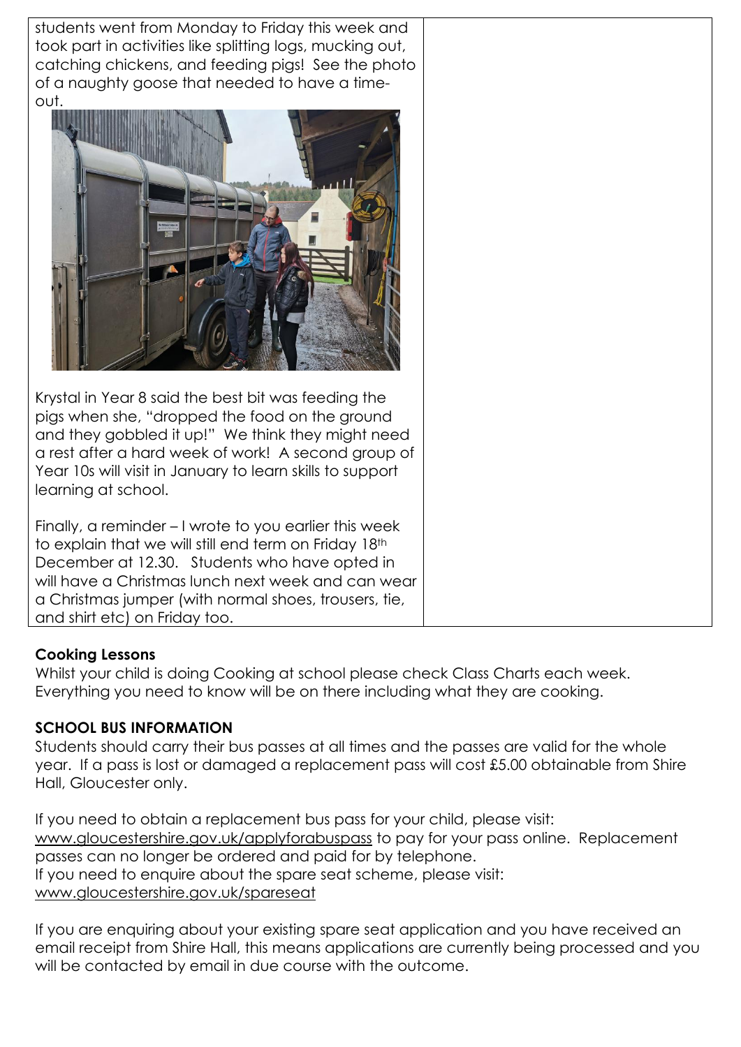students went from Monday to Friday this week and took part in activities like splitting logs, mucking out, catching chickens, and feeding pigs! See the photo of a naughty goose that needed to have a time-out.

Krystal in Year 8 said the best bit was feeding the pigs when she, "dropped the food on the ground and they gobbled it up!" We think they might need a rest after a hard week of work! A second group of Year 10s will visit in January to learn skills to support learning at school.

Finally, a reminder – I wrote to you earlier this week to explain that we will still end term on Friday 18th December at 12.30. Students who have opted in will have a Christmas lunch next week and can wear a Christmas jumper (with normal shoes, trousers, tie, and shirt etc) on Friday too.

**Cooking Lessons**

Whilst your child is doing Cooking at school please check Class Charts each week. Everything you need to know will be on there including what they are cooking.

**SCHOOL BUS INFORMATION**

Students should carry their bus passes at all times and the passes are valid for the whole year. If a pass is lost or damaged a replacement pass will cost £5.00 obtainable from Shire Hall, Gloucester only.

If you need to obtain a replacement bus pass for your child, please visit: www.gloucestershire.gov.uk/applyforabuspass to pay for your pass online. Replacement passes can no longer be ordered and paid for by telephone.
If you need to enquire about the spare seat scheme, please visit: www.gloucestershire.gov.uk/spareseat

If you are enquiring about your existing spare seat application and you have received an email receipt from Shire Hall, this means applications are currently being processed and you will be contacted by email in due course with the outcome.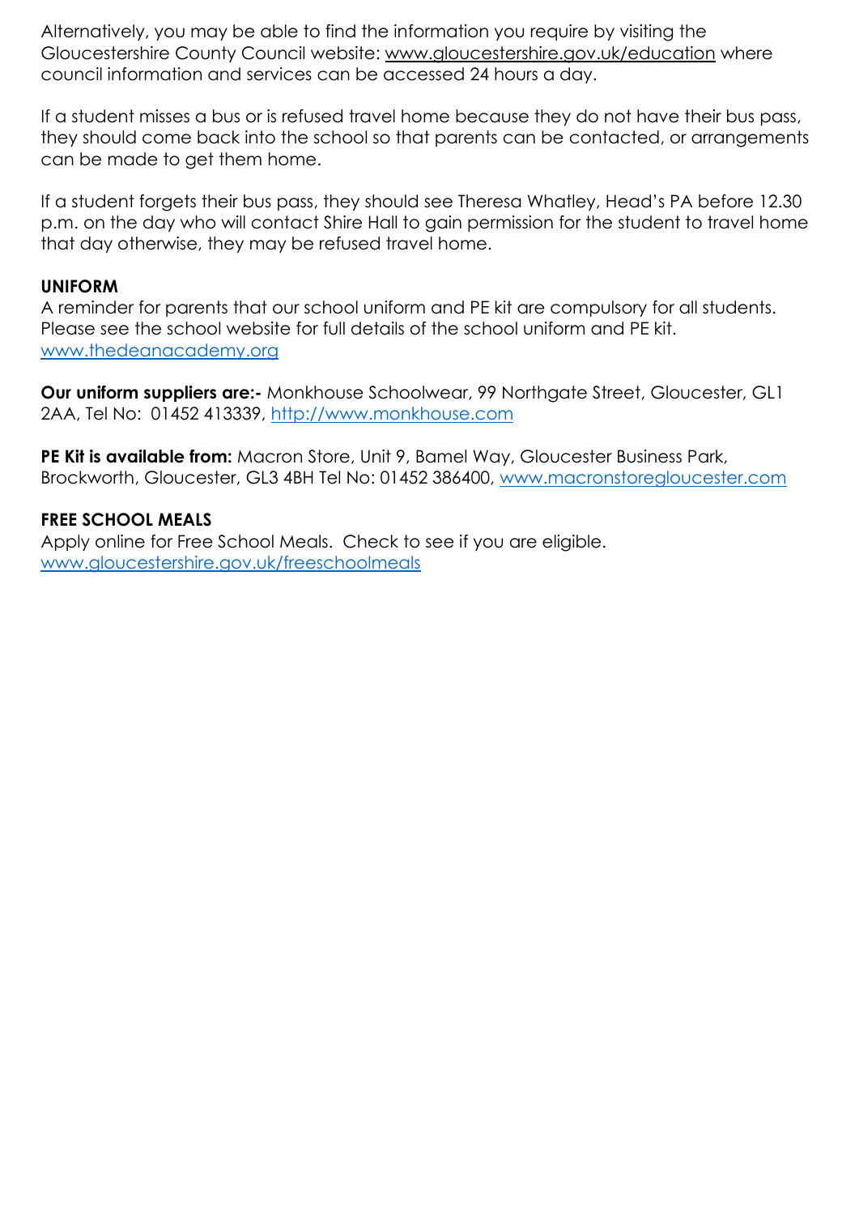Alternatively, you may be able to find the information you require by visiting the Gloucestershire County Council website: www.gloucestershire.gov.uk/education where council information and services can be accessed 24 hours a day.

If a student misses a bus or is refused travel home because they do not have their bus pass, they should come back into the school so that parents can be contacted, or arrangements can be made to get them home.

If a student forgets their bus pass, they should see Theresa Whatley, Head's PA before 12.30 p.m. on the day who will contact Shire Hall to gain permission for the student to travel home that day otherwise, they may be refused travel home.

**UNIFORM**

A reminder for parents that our school uniform and PE kit are compulsory for all students. Please see the school website for full details of the school uniform and PE kit. www.thedeanacademy.org

**Our uniform suppliers are:-** Monkhouse Schoolwear, 99 Northgate Street, Gloucester, GL1 2AA, Tel No: 01452 413339, http://www.monkhouse.com

**PE Kit is available from:** Macron Store, Unit 9, Bamel Way, Gloucester Business Park, Brockworth, Gloucester, GL3 4BH Tel No: 01452 386400, www.macronstoregloucester.com

**FREE SCHOOL MEALS**

Apply online for Free School Meals. Check to see if you are eligible. www.gloucestershire.gov.uk/freeschoolmeals